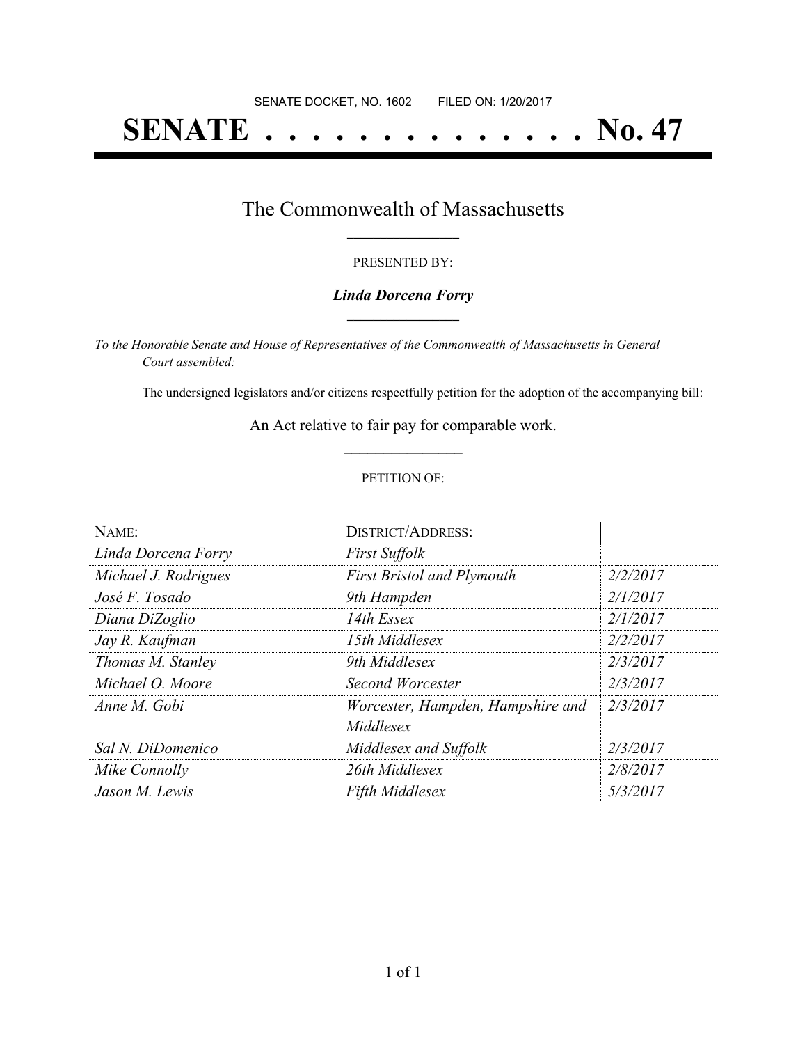SENATE DOCKET, NO. 1602        FILED ON: 1/20/2017

# SENATE . . . . . . . . . . . . . . No. 47

## The Commonwealth of Massachusetts

PRESENTED BY:

***Linda Dorcena Forry***

*To the Honorable Senate and House of Representatives of the Commonwealth of Massachusetts in General Court assembled:*

The undersigned legislators and/or citizens respectfully petition for the adoption of the accompanying bill:

An Act relative to fair pay for comparable work.

PETITION OF:

| NAME: | DISTRICT/ADDRESS: | |
|---|---|---|
| *Linda Dorcena Forry* | *First Suffolk* | |
| *Michael J. Rodrigues* | *First Bristol and Plymouth* | *2/2/2017* |
| *José F. Tosado* | *9th Hampden* | *2/1/2017* |
| *Diana DiZoglio* | *14th Essex* | *2/1/2017* |
| *Jay R. Kaufman* | *15th Middlesex* | *2/2/2017* |
| *Thomas M. Stanley* | *9th Middlesex* | *2/3/2017* |
| *Michael O. Moore* | *Second Worcester* | *2/3/2017* |
| *Anne M. Gobi* | *Worcester, Hampden, Hampshire and Middlesex* | *2/3/2017* |
| *Sal N. DiDomenico* | *Middlesex and Suffolk* | *2/3/2017* |
| *Mike Connolly* | *26th Middlesex* | *2/8/2017* |
| *Jason M. Lewis* | *Fifth Middlesex* | *5/3/2017* |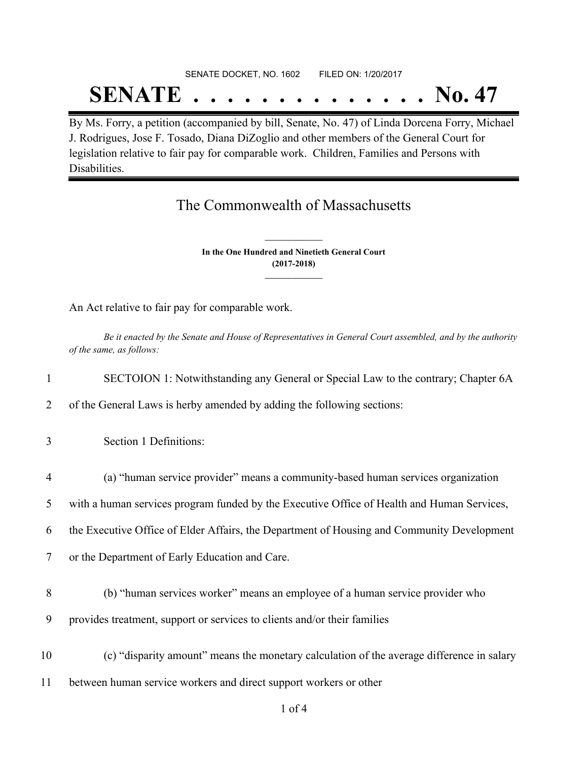SENATE DOCKET, NO. 1602        FILED ON: 1/20/2017

# SENATE . . . . . . . . . . . . . . No. 47

By Ms. Forry, a petition (accompanied by bill, Senate, No. 47) of Linda Dorcena Forry, Michael J. Rodrigues, Jose F. Tosado, Diana DiZoglio and other members of the General Court for legislation relative to fair pay for comparable work. Children, Families and Persons with Disabilities.

## The Commonwealth of Massachusetts

**In the One Hundred and Ninetieth General Court**
**(2017-2018)**

An Act relative to fair pay for comparable work.

*Be it enacted by the Senate and House of Representatives in General Court assembled, and by the authority of the same, as follows:*

1 SECTOION 1: Notwithstanding any General or Special Law to the contrary; Chapter 6A
2 of the General Laws is herby amended by adding the following sections:

3 Section 1 Definitions:

4 (a) "human service provider" means a community-based human services organization
5 with a human services program funded by the Executive Office of Health and Human Services,
6 the Executive Office of Elder Affairs, the Department of Housing and Community Development
7 or the Department of Early Education and Care.

8 (b) "human services worker" means an employee of a human service provider who
9 provides treatment, support or services to clients and/or their families

10 (c) "disparity amount" means the monetary calculation of the average difference in salary
11 between human service workers and direct support workers or other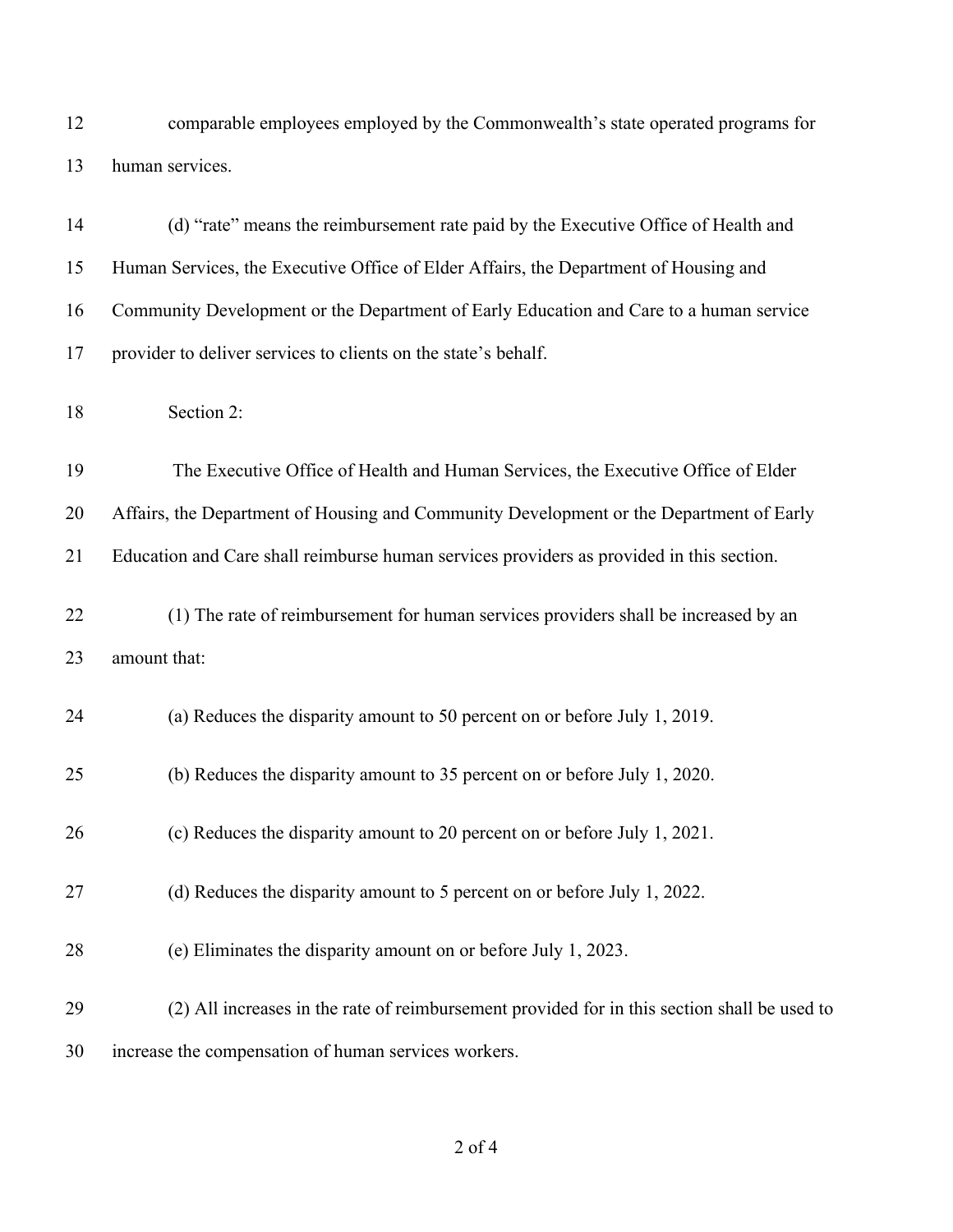comparable employees employed by the Commonwealth's state operated programs for human services.

(d) "rate" means the reimbursement rate paid by the Executive Office of Health and Human Services, the Executive Office of Elder Affairs, the Department of Housing and Community Development or the Department of Early Education and Care to a human service provider to deliver services to clients on the state's behalf.

Section 2:

The Executive Office of Health and Human Services, the Executive Office of Elder Affairs, the Department of Housing and Community Development or the Department of Early Education and Care shall reimburse human services providers as provided in this section.

(1) The rate of reimbursement for human services providers shall be increased by an amount that:

(a) Reduces the disparity amount to 50 percent on or before July 1, 2019.

(b) Reduces the disparity amount to 35 percent on or before July 1, 2020.

(c) Reduces the disparity amount to 20 percent on or before July 1, 2021.

(d) Reduces the disparity amount to 5 percent on or before July 1, 2022.

(e) Eliminates the disparity amount on or before July 1, 2023.

(2) All increases in the rate of reimbursement provided for in this section shall be used to increase the compensation of human services workers.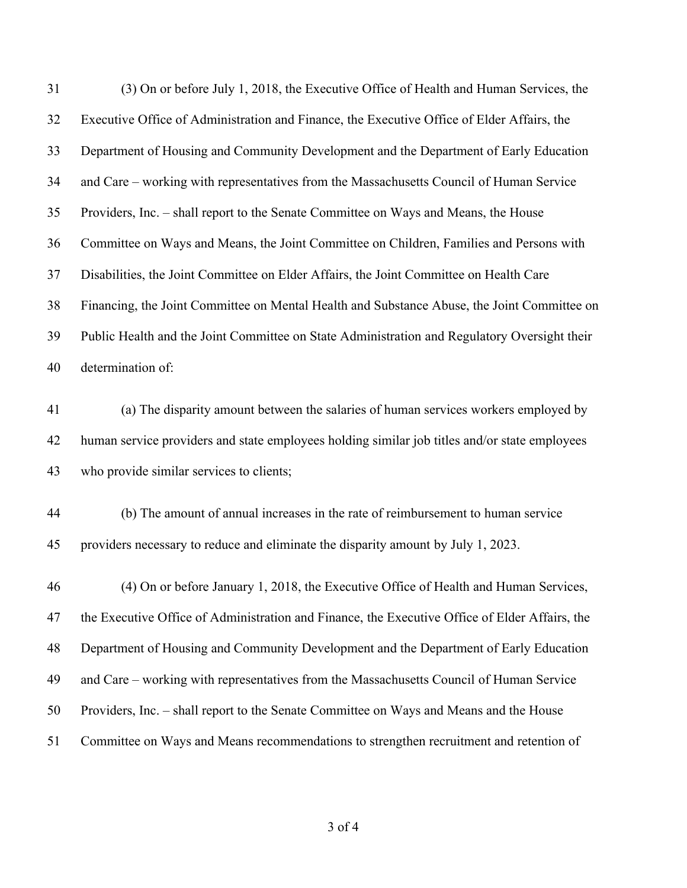(3) On or before July 1, 2018, the Executive Office of Health and Human Services, the Executive Office of Administration and Finance, the Executive Office of Elder Affairs, the Department of Housing and Community Development and the Department of Early Education and Care – working with representatives from the Massachusetts Council of Human Service Providers, Inc. – shall report to the Senate Committee on Ways and Means, the House Committee on Ways and Means, the Joint Committee on Children, Families and Persons with Disabilities, the Joint Committee on Elder Affairs, the Joint Committee on Health Care Financing, the Joint Committee on Mental Health and Substance Abuse, the Joint Committee on Public Health and the Joint Committee on State Administration and Regulatory Oversight their determination of:

(a) The disparity amount between the salaries of human services workers employed by human service providers and state employees holding similar job titles and/or state employees who provide similar services to clients;

(b) The amount of annual increases in the rate of reimbursement to human service providers necessary to reduce and eliminate the disparity amount by July 1, 2023.

(4) On or before January 1, 2018, the Executive Office of Health and Human Services, the Executive Office of Administration and Finance, the Executive Office of Elder Affairs, the Department of Housing and Community Development and the Department of Early Education and Care – working with representatives from the Massachusetts Council of Human Service Providers, Inc. – shall report to the Senate Committee on Ways and Means and the House Committee on Ways and Means recommendations to strengthen recruitment and retention of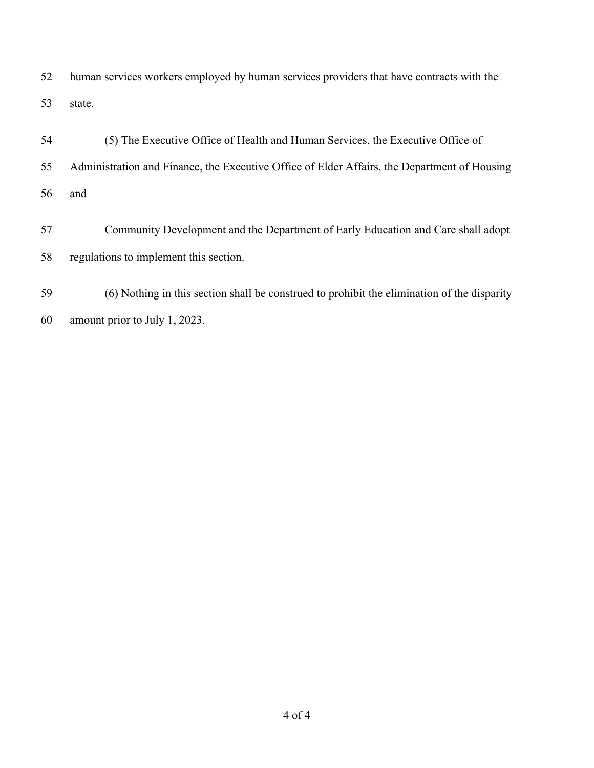human services workers employed by human services providers that have contracts with the state.

(5) The Executive Office of Health and Human Services, the Executive Office of Administration and Finance, the Executive Office of Elder Affairs, the Department of Housing and

Community Development and the Department of Early Education and Care shall adopt regulations to implement this section.

(6) Nothing in this section shall be construed to prohibit the elimination of the disparity amount prior to July 1, 2023.